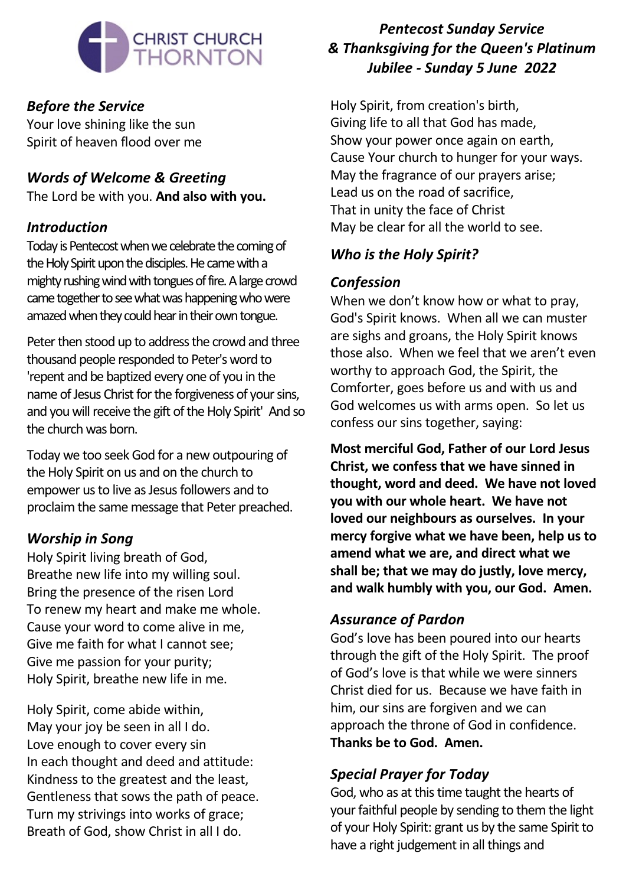CHRIST CHURCH THORNTON

*Pentecost Sunday Service & Thanksgiving for the Queen's Platinum Jubilee - Sunday 5 June 2022*

## *Before the Service*

Your love shining like the sun
Spirit of heaven flood over me

## *Words of Welcome & Greeting*

The Lord be with you. **And also with you.**

## *Introduction*

Today is Pentecost when we celebrate the coming of the Holy Spirit upon the disciples. He came with a mighty rushing wind with tongues of fire. A large crowd came together to see what was happening who were amazed when they could hear in their own tongue.

Peter then stood up to address the crowd and three thousand people responded to Peter's word to 'repent and be baptized every one of you in the name of Jesus Christ for the forgiveness of your sins, and you will receive the gift of the Holy Spirit' And so the church was born.

Today we too seek God for a new outpouring of the Holy Spirit on us and on the church to empower us to live as Jesus followers and to proclaim the same message that Peter preached.

## *Worship in Song*

Holy Spirit living breath of God,
Breathe new life into my willing soul.
Bring the presence of the risen Lord
To renew my heart and make me whole.
Cause your word to come alive in me,
Give me faith for what I cannot see;
Give me passion for your purity;
Holy Spirit, breathe new life in me.

Holy Spirit, come abide within,
May your joy be seen in all I do.
Love enough to cover every sin
In each thought and deed and attitude:
Kindness to the greatest and the least,
Gentleness that sows the path of peace.
Turn my strivings into works of grace;
Breath of God, show Christ in all I do.

Holy Spirit, from creation's birth,
Giving life to all that God has made,
Show your power once again on earth,
Cause Your church to hunger for your ways.
May the fragrance of our prayers arise;
Lead us on the road of sacrifice,
That in unity the face of Christ
May be clear for all the world to see.

## *Who is the Holy Spirit?*

## *Confession*

When we don't know how or what to pray, God's Spirit knows. When all we can muster are sighs and groans, the Holy Spirit knows those also. When we feel that we aren't even worthy to approach God, the Spirit, the Comforter, goes before us and with us and God welcomes us with arms open. So let us confess our sins together, saying:

**Most merciful God, Father of our Lord Jesus Christ, we confess that we have sinned in thought, word and deed. We have not loved you with our whole heart. We have not loved our neighbours as ourselves. In your mercy forgive what we have been, help us to amend what we are, and direct what we shall be; that we may do justly, love mercy, and walk humbly with you, our God. Amen.**

## *Assurance of Pardon*

God's love has been poured into our hearts through the gift of the Holy Spirit. The proof of God's love is that while we were sinners Christ died for us. Because we have faith in him, our sins are forgiven and we can approach the throne of God in confidence. **Thanks be to God. Amen.**

## *Special Prayer for Today*

God, who as at this time taught the hearts of your faithful people by sending to them the light of your Holy Spirit: grant us by the same Spirit to have a right judgement in all things and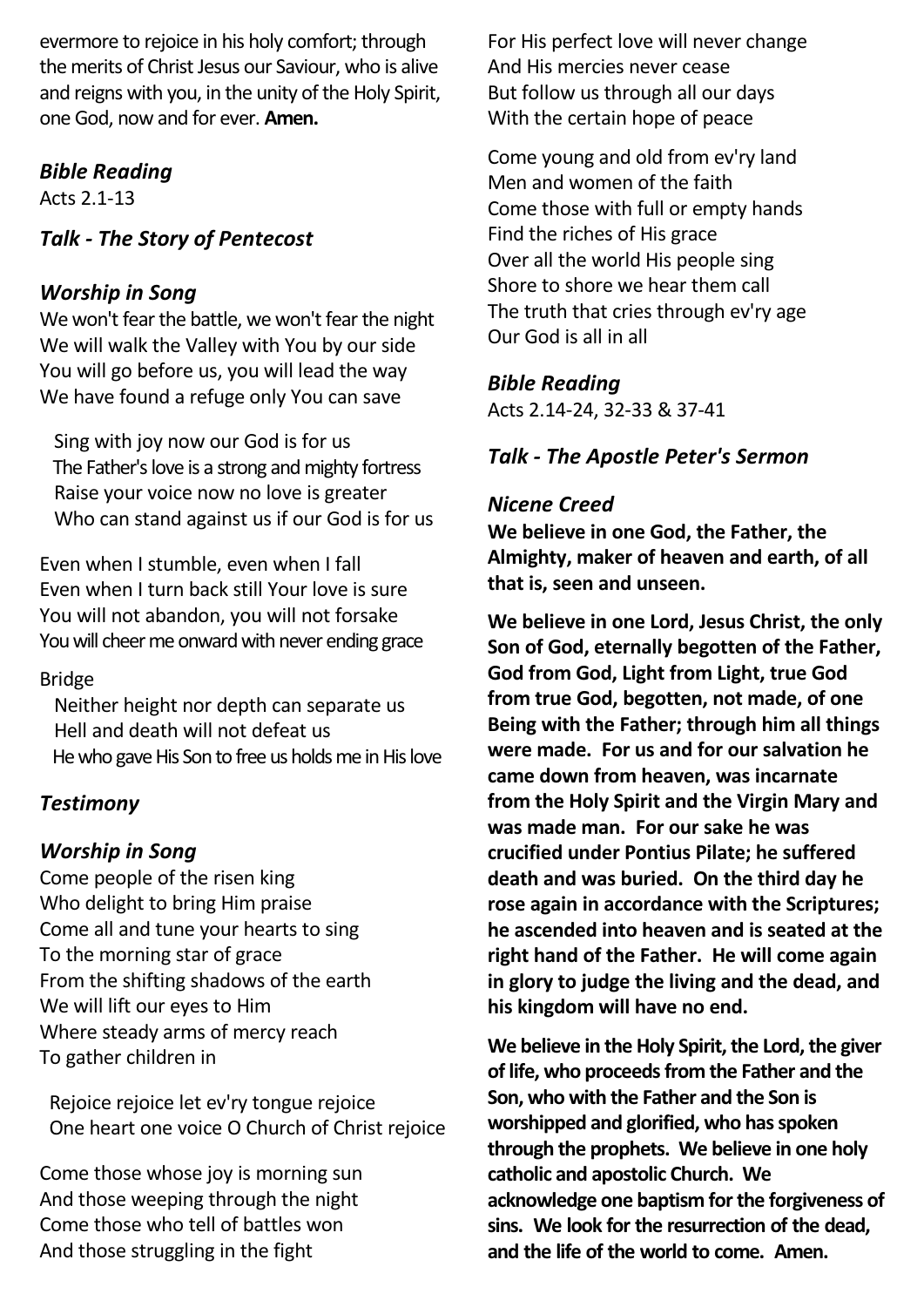evermore to rejoice in his holy comfort; through the merits of Christ Jesus our Saviour, who is alive and reigns with you, in the unity of the Holy Spirit, one God, now and for ever. **Amen.**

### *Bible Reading*

Acts 2.1-13

### *Talk - The Story of Pentecost*

### *Worship in Song*

We won't fear the battle, we won't fear the night
We will walk the Valley with You by our side
You will go before us, you will lead the way
We have found a refuge only You can save

Sing with joy now our God is for us
The Father's love is a strong and mighty fortress
Raise your voice now no love is greater
Who can stand against us if our God is for us

Even when I stumble, even when I fall
Even when I turn back still Your love is sure
You will not abandon, you will not forsake
You will cheer me onward with never ending grace

Bridge
Neither height nor depth can separate us
Hell and death will not defeat us
He who gave His Son to free us holds me in His love

### *Testimony*

### *Worship in Song*

Come people of the risen king
Who delight to bring Him praise
Come all and tune your hearts to sing
To the morning star of grace
From the shifting shadows of the earth
We will lift our eyes to Him
Where steady arms of mercy reach
To gather children in

Rejoice rejoice let ev'ry tongue rejoice
One heart one voice O Church of Christ rejoice

Come those whose joy is morning sun
And those weeping through the night
Come those who tell of battles won
And those struggling in the fight
For His perfect love will never change
And His mercies never cease
But follow us through all our days
With the certain hope of peace

Come young and old from ev'ry land
Men and women of the faith
Come those with full or empty hands
Find the riches of His grace
Over all the world His people sing
Shore to shore we hear them call
The truth that cries through ev'ry age
Our God is all in all

### *Bible Reading*

Acts 2.14-24, 32-33 & 37-41

### *Talk - The Apostle Peter's Sermon*

### *Nicene Creed*

**We believe in one God, the Father, the Almighty, maker of heaven and earth, of all that is, seen and unseen.**

**We believe in one Lord, Jesus Christ, the only Son of God, eternally begotten of the Father, God from God, Light from Light, true God from true God, begotten, not made, of one Being with the Father; through him all things were made. For us and for our salvation he came down from heaven, was incarnate from the Holy Spirit and the Virgin Mary and was made man. For our sake he was crucified under Pontius Pilate; he suffered death and was buried. On the third day he rose again in accordance with the Scriptures; he ascended into heaven and is seated at the right hand of the Father. He will come again in glory to judge the living and the dead, and his kingdom will have no end.**

**We believe in the Holy Spirit, the Lord, the giver of life, who proceeds from the Father and the Son, who with the Father and the Son is worshipped and glorified, who has spoken through the prophets. We believe in one holy catholic and apostolic Church. We acknowledge one baptism for the forgiveness of sins. We look for the resurrection of the dead, and the life of the world to come. Amen.**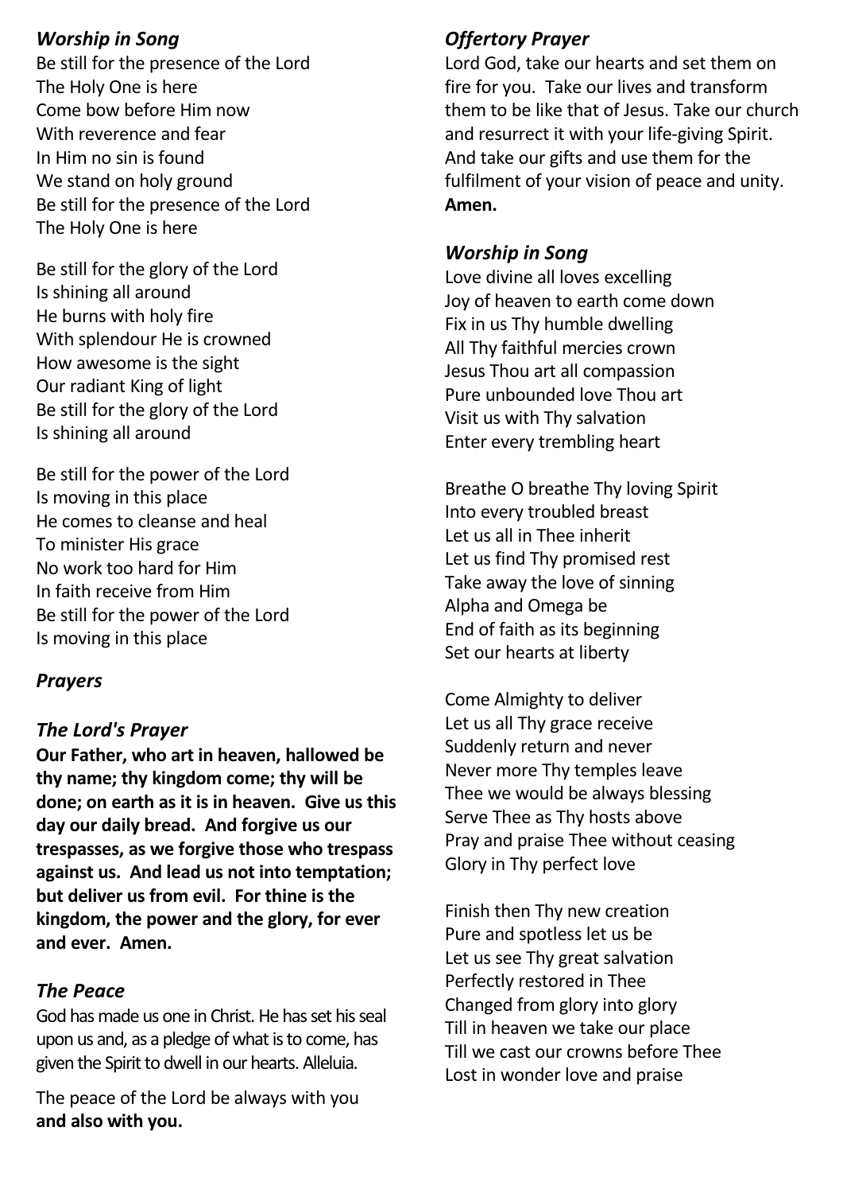### *Worship in Song*

Be still for the presence of the Lord
The Holy One is here
Come bow before Him now
With reverence and fear
In Him no sin is found
We stand on holy ground
Be still for the presence of the Lord
The Holy One is here

Be still for the glory of the Lord
Is shining all around
He burns with holy fire
With splendour He is crowned
How awesome is the sight
Our radiant King of light
Be still for the glory of the Lord
Is shining all around

Be still for the power of the Lord
Is moving in this place
He comes to cleanse and heal
To minister His grace
No work too hard for Him
In faith receive from Him
Be still for the power of the Lord
Is moving in this place

### *Prayers*

### *The Lord's Prayer*

**Our Father, who art in heaven, hallowed be thy name; thy kingdom come; thy will be done; on earth as it is in heaven. Give us this day our daily bread. And forgive us our trespasses, as we forgive those who trespass against us. And lead us not into temptation; but deliver us from evil. For thine is the kingdom, the power and the glory, for ever and ever. Amen.**

### *The Peace*

God has made us one in Christ. He has set his seal upon us and, as a pledge of what is to come, has given the Spirit to dwell in our hearts. Alleluia.

The peace of the Lord be always with you
**and also with you.**

### *Offertory Prayer*

Lord God, take our hearts and set them on fire for you. Take our lives and transform them to be like that of Jesus. Take our church and resurrect it with your life-giving Spirit. And take our gifts and use them for the fulfilment of your vision of peace and unity.
**Amen.**

### *Worship in Song*

Love divine all loves excelling
Joy of heaven to earth come down
Fix in us Thy humble dwelling
All Thy faithful mercies crown
Jesus Thou art all compassion
Pure unbounded love Thou art
Visit us with Thy salvation
Enter every trembling heart

Breathe O breathe Thy loving Spirit
Into every troubled breast
Let us all in Thee inherit
Let us find Thy promised rest
Take away the love of sinning
Alpha and Omega be
End of faith as its beginning
Set our hearts at liberty

Come Almighty to deliver
Let us all Thy grace receive
Suddenly return and never
Never more Thy temples leave
Thee we would be always blessing
Serve Thee as Thy hosts above
Pray and praise Thee without ceasing
Glory in Thy perfect love

Finish then Thy new creation
Pure and spotless let us be
Let us see Thy great salvation
Perfectly restored in Thee
Changed from glory into glory
Till in heaven we take our place
Till we cast our crowns before Thee
Lost in wonder love and praise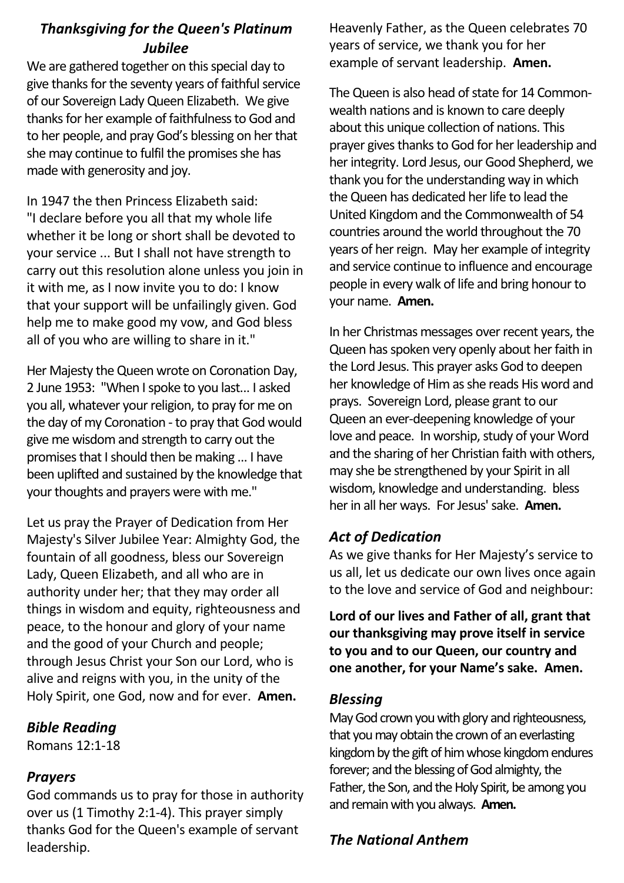## *Thanksgiving for the Queen's Platinum Jubilee*

We are gathered together on this special day to give thanks for the seventy years of faithful service of our Sovereign Lady Queen Elizabeth. We give thanks for her example of faithfulness to God and to her people, and pray God's blessing on her that she may continue to fulfil the promises she has made with generosity and joy.

In 1947 the then Princess Elizabeth said: "I declare before you all that my whole life whether it be long or short shall be devoted to your service ... But I shall not have strength to carry out this resolution alone unless you join in it with me, as I now invite you to do: I know that your support will be unfailingly given. God help me to make good my vow, and God bless all of you who are willing to share in it."

Her Majesty the Queen wrote on Coronation Day, 2 June 1953: "When I spoke to you last... I asked you all, whatever your religion, to pray for me on the day of my Coronation - to pray that God would give me wisdom and strength to carry out the promises that I should then be making ... I have been uplifted and sustained by the knowledge that your thoughts and prayers were with me."

Let us pray the Prayer of Dedication from Her Majesty's Silver Jubilee Year: Almighty God, the fountain of all goodness, bless our Sovereign Lady, Queen Elizabeth, and all who are in authority under her; that they may order all things in wisdom and equity, righteousness and peace, to the honour and glory of your name and the good of your Church and people; through Jesus Christ your Son our Lord, who is alive and reigns with you, in the unity of the Holy Spirit, one God, now and for ever. **Amen.**

### *Bible Reading*

Romans 12:1-18

### *Prayers*

God commands us to pray for those in authority over us (1 Timothy 2:1-4). This prayer simply thanks God for the Queen's example of servant leadership.

Heavenly Father, as the Queen celebrates 70 years of service, we thank you for her example of servant leadership. **Amen.**

The Queen is also head of state for 14 Commonwealth nations and is known to care deeply about this unique collection of nations. This prayer gives thanks to God for her leadership and her integrity. Lord Jesus, our Good Shepherd, we thank you for the understanding way in which the Queen has dedicated her life to lead the United Kingdom and the Commonwealth of 54 countries around the world throughout the 70 years of her reign. May her example of integrity and service continue to influence and encourage people in every walk of life and bring honour to your name. **Amen.**

In her Christmas messages over recent years, the Queen has spoken very openly about her faith in the Lord Jesus. This prayer asks God to deepen her knowledge of Him as she reads His word and prays. Sovereign Lord, please grant to our Queen an ever-deepening knowledge of your love and peace. In worship, study of your Word and the sharing of her Christian faith with others, may she be strengthened by your Spirit in all wisdom, knowledge and understanding. bless her in all her ways. For Jesus' sake. **Amen.**

### *Act of Dedication*

As we give thanks for Her Majesty's service to us all, let us dedicate our own lives once again to the love and service of God and neighbour:

**Lord of our lives and Father of all, grant that our thanksgiving may prove itself in service to you and to our Queen, our country and one another, for your Name's sake. Amen.**

### *Blessing*

May God crown you with glory and righteousness, that you may obtain the crown of an everlasting kingdom by the gift of him whose kingdom endures forever; and the blessing of God almighty, the Father, the Son, and the Holy Spirit, be among you and remain with you always. **Amen.**

### *The National Anthem*